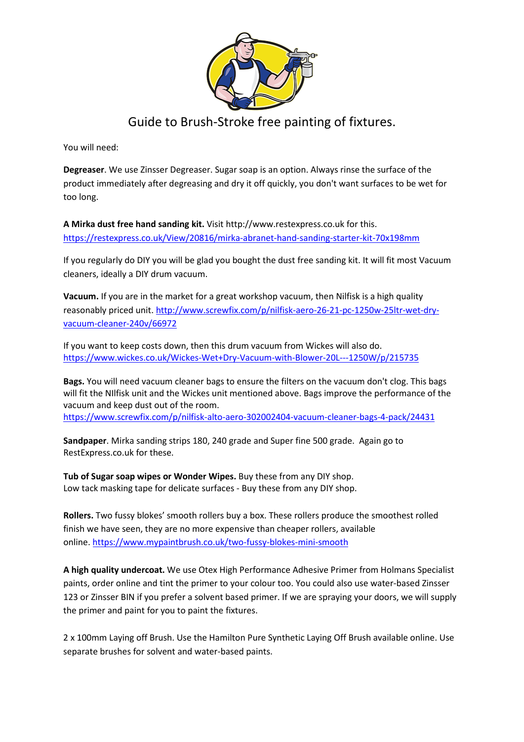# Guide to Brush-Stroke free painting of fixtures.

You will need:

**Degreaser**. We use Zinsser Degreaser. Sugar soap is an option. Always rinse the surface of the product immediately after degreasing and dry it off quickly, you don't want surfaces to be wet for too long.

**A Mirka dust free hand sanding kit.** Visit http://www.restexpress.co.uk for this. https://restexpress.co.uk/View/20816/mirka-abranet-hand-sanding-starter-kit-70x198mm

If you regularly do DIY you will be glad you bought the dust free sanding kit. It will fit most Vacuum cleaners, ideally a DIY drum vacuum.

**Vacuum.** If you are in the market for a great workshop vacuum, then Nilfisk is a high quality reasonably priced unit. http://www.screwfix.com/p/nilfisk-aero-26-21-pc-1250w-25ltr-wet-dry-vacuum-cleaner-240v/66972

If you want to keep costs down, then this drum vacuum from Wickes will also do. https://www.wickes.co.uk/Wickes-Wet+Dry-Vacuum-with-Blower-20L---1250W/p/215735

**Bags.** You will need vacuum cleaner bags to ensure the filters on the vacuum don't clog. This bags will fit the NIlfisk unit and the Wickes unit mentioned above. Bags improve the performance of the vacuum and keep dust out of the room.
https://www.screwfix.com/p/nilfisk-alto-aero-302002404-vacuum-cleaner-bags-4-pack/24431

**Sandpaper**. Mirka sanding strips 180, 240 grade and Super fine 500 grade. Again go to RestExpress.co.uk for these.

**Tub of Sugar soap wipes or Wonder Wipes.** Buy these from any DIY shop.
Low tack masking tape for delicate surfaces - Buy these from any DIY shop.

**Rollers.** Two fussy blokes' smooth rollers buy a box. These rollers produce the smoothest rolled finish we have seen, they are no more expensive than cheaper rollers, available online. https://www.mypaintbrush.co.uk/two-fussy-blokes-mini-smooth

**A high quality undercoat.** We use Otex High Performance Adhesive Primer from Holmans Specialist paints, order online and tint the primer to your colour too. You could also use water-based Zinsser 123 or Zinsser BIN if you prefer a solvent based primer. If we are spraying your doors, we will supply the primer and paint for you to paint the fixtures.

2 x 100mm Laying off Brush. Use the Hamilton Pure Synthetic Laying Off Brush available online. Use separate brushes for solvent and water-based paints.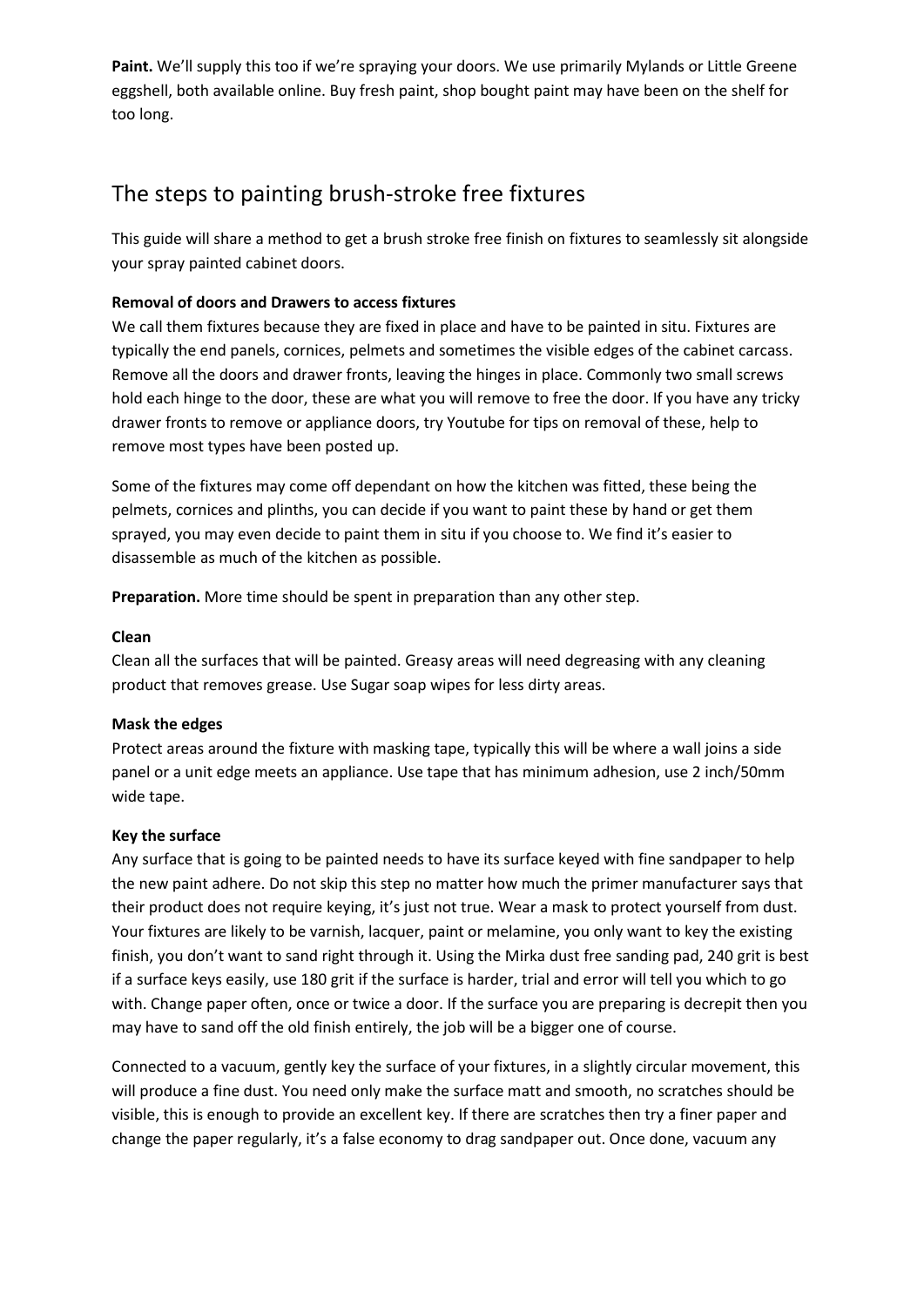**Paint.** We'll supply this too if we're spraying your doors. We use primarily Mylands or Little Greene eggshell, both available online. Buy fresh paint, shop bought paint may have been on the shelf for too long.

## The steps to painting brush-stroke free fixtures

This guide will share a method to get a brush stroke free finish on fixtures to seamlessly sit alongside your spray painted cabinet doors.

**Removal of doors and Drawers to access fixtures**

We call them fixtures because they are fixed in place and have to be painted in situ. Fixtures are typically the end panels, cornices, pelmets and sometimes the visible edges of the cabinet carcass. Remove all the doors and drawer fronts, leaving the hinges in place. Commonly two small screws hold each hinge to the door, these are what you will remove to free the door. If you have any tricky drawer fronts to remove or appliance doors, try Youtube for tips on removal of these, help to remove most types have been posted up.

Some of the fixtures may come off dependant on how the kitchen was fitted, these being the pelmets, cornices and plinths, you can decide if you want to paint these by hand or get them sprayed, you may even decide to paint them in situ if you choose to. We find it's easier to disassemble as much of the kitchen as possible.

**Preparation.** More time should be spent in preparation than any other step.

**Clean**

Clean all the surfaces that will be painted. Greasy areas will need degreasing with any cleaning product that removes grease. Use Sugar soap wipes for less dirty areas.

**Mask the edges**

Protect areas around the fixture with masking tape, typically this will be where a wall joins a side panel or a unit edge meets an appliance. Use tape that has minimum adhesion, use 2 inch/50mm wide tape.

**Key the surface**

Any surface that is going to be painted needs to have its surface keyed with fine sandpaper to help the new paint adhere. Do not skip this step no matter how much the primer manufacturer says that their product does not require keying, it's just not true. Wear a mask to protect yourself from dust. Your fixtures are likely to be varnish, lacquer, paint or melamine, you only want to key the existing finish, you don't want to sand right through it. Using the Mirka dust free sanding pad, 240 grit is best if a surface keys easily, use 180 grit if the surface is harder, trial and error will tell you which to go with. Change paper often, once or twice a door. If the surface you are preparing is decrepit then you may have to sand off the old finish entirely, the job will be a bigger one of course.

Connected to a vacuum, gently key the surface of your fixtures, in a slightly circular movement, this will produce a fine dust. You need only make the surface matt and smooth, no scratches should be visible, this is enough to provide an excellent key. If there are scratches then try a finer paper and change the paper regularly, it's a false economy to drag sandpaper out. Once done, vacuum any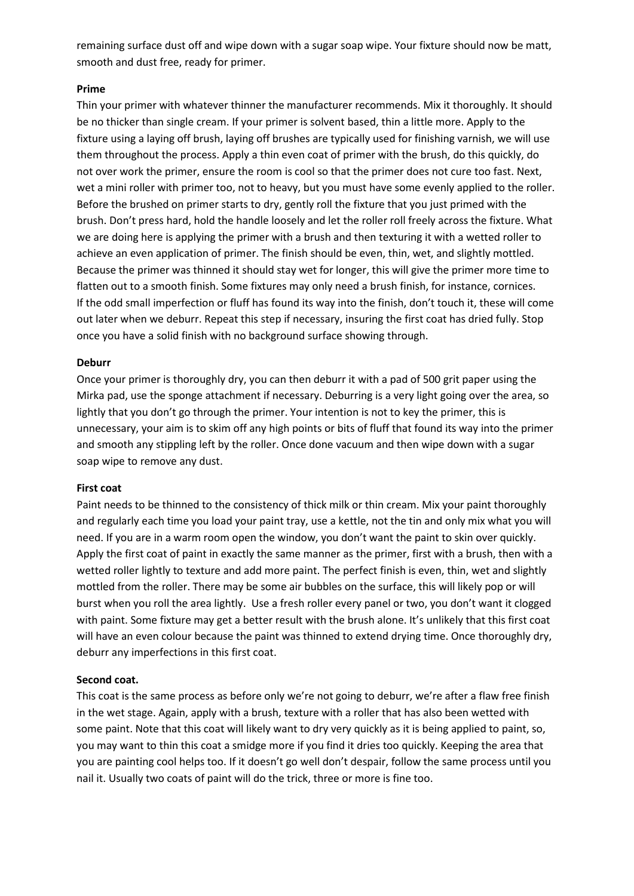remaining surface dust off and wipe down with a sugar soap wipe. Your fixture should now be matt, smooth and dust free, ready for primer.

**Prime**

Thin your primer with whatever thinner the manufacturer recommends. Mix it thoroughly. It should be no thicker than single cream. If your primer is solvent based, thin a little more. Apply to the fixture using a laying off brush, laying off brushes are typically used for finishing varnish, we will use them throughout the process. Apply a thin even coat of primer with the brush, do this quickly, do not over work the primer, ensure the room is cool so that the primer does not cure too fast. Next, wet a mini roller with primer too, not to heavy, but you must have some evenly applied to the roller. Before the brushed on primer starts to dry, gently roll the fixture that you just primed with the brush. Don't press hard, hold the handle loosely and let the roller roll freely across the fixture. What we are doing here is applying the primer with a brush and then texturing it with a wetted roller to achieve an even application of primer. The finish should be even, thin, wet, and slightly mottled. Because the primer was thinned it should stay wet for longer, this will give the primer more time to flatten out to a smooth finish. Some fixtures may only need a brush finish, for instance, cornices. If the odd small imperfection or fluff has found its way into the finish, don't touch it, these will come out later when we deburr. Repeat this step if necessary, insuring the first coat has dried fully. Stop once you have a solid finish with no background surface showing through.

**Deburr**

Once your primer is thoroughly dry, you can then deburr it with a pad of 500 grit paper using the Mirka pad, use the sponge attachment if necessary. Deburring is a very light going over the area, so lightly that you don't go through the primer. Your intention is not to key the primer, this is unnecessary, your aim is to skim off any high points or bits of fluff that found its way into the primer and smooth any stippling left by the roller. Once done vacuum and then wipe down with a sugar soap wipe to remove any dust.

**First coat**

Paint needs to be thinned to the consistency of thick milk or thin cream. Mix your paint thoroughly and regularly each time you load your paint tray, use a kettle, not the tin and only mix what you will need. If you are in a warm room open the window, you don't want the paint to skin over quickly. Apply the first coat of paint in exactly the same manner as the primer, first with a brush, then with a wetted roller lightly to texture and add more paint. The perfect finish is even, thin, wet and slightly mottled from the roller. There may be some air bubbles on the surface, this will likely pop or will burst when you roll the area lightly. Use a fresh roller every panel or two, you don't want it clogged with paint. Some fixture may get a better result with the brush alone. It's unlikely that this first coat will have an even colour because the paint was thinned to extend drying time. Once thoroughly dry, deburr any imperfections in this first coat.

**Second coat.**

This coat is the same process as before only we're not going to deburr, we're after a flaw free finish in the wet stage. Again, apply with a brush, texture with a roller that has also been wetted with some paint. Note that this coat will likely want to dry very quickly as it is being applied to paint, so, you may want to thin this coat a smidge more if you find it dries too quickly. Keeping the area that you are painting cool helps too. If it doesn't go well don't despair, follow the same process until you nail it. Usually two coats of paint will do the trick, three or more is fine too.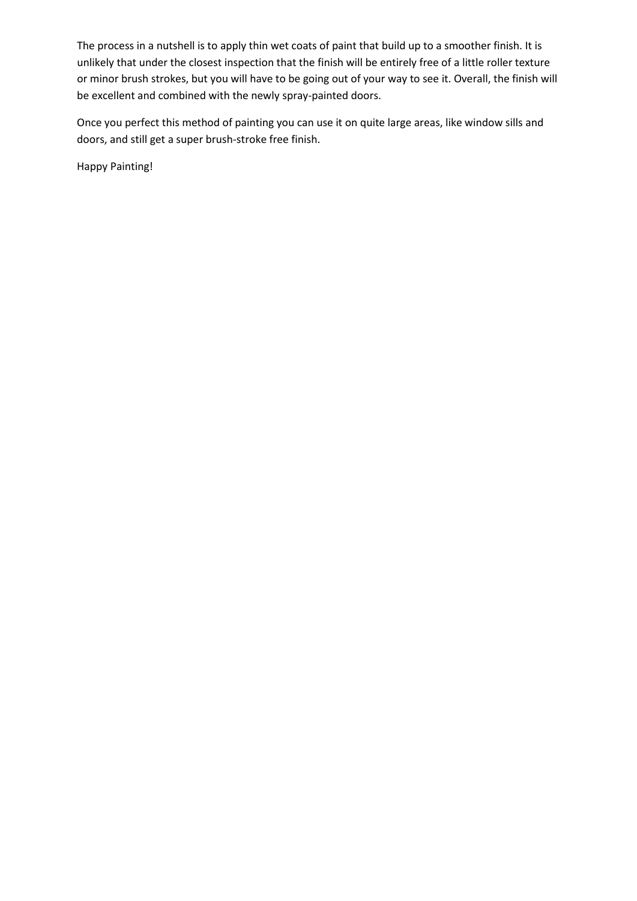The process in a nutshell is to apply thin wet coats of paint that build up to a smoother finish. It is unlikely that under the closest inspection that the finish will be entirely free of a little roller texture or minor brush strokes, but you will have to be going out of your way to see it. Overall, the finish will be excellent and combined with the newly spray-painted doors.

Once you perfect this method of painting you can use it on quite large areas, like window sills and doors, and still get a super brush-stroke free finish.

Happy Painting!